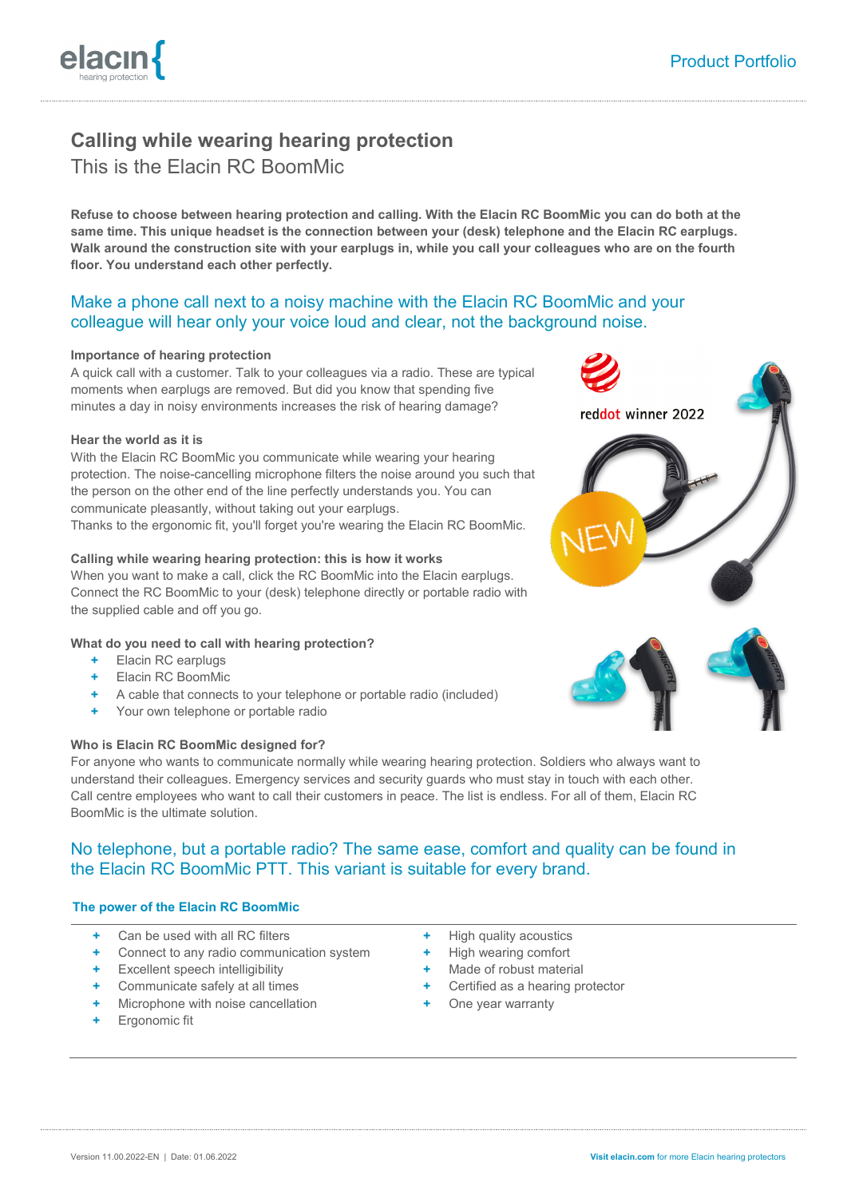# Calling while wearing hearing protection

## This is the Elacin RC BoomMic

**Refuse to choose between hearing protection and calling. With the Elacin RC BoomMic you can do both at the same time. This unique headset is the connection between your (desk) telephone and the Elacin RC earplugs. Walk around the construction site with your earplugs in, while you call your colleagues who are on the fourth floor. You understand each other perfectly.**

Make a phone call next to a noisy machine with the Elacin RC BoomMic and your colleague will hear only your voice loud and clear, not the background noise.

#### Importance of hearing protection

A quick call with a customer. Talk to your colleagues via a radio. These are typical moments when earplugs are removed. But did you know that spending five minutes a day in noisy environments increases the risk of hearing damage?

#### Hear the world as it is

With the Elacin RC BoomMic you communicate while wearing your hearing protection. The noise-cancelling microphone filters the noise around you such that the person on the other end of the line perfectly understands you. You can communicate pleasantly, without taking out your earplugs.
Thanks to the ergonomic fit, you'll forget you're wearing the Elacin RC BoomMic.

#### Calling while wearing hearing protection: this is how it works

When you want to make a call, click the RC BoomMic into the Elacin earplugs. Connect the RC BoomMic to your (desk) telephone directly or portable radio with the supplied cable and off you go.

#### What do you need to call with hearing protection?

- Elacin RC earplugs
- Elacin RC BoomMic
- A cable that connects to your telephone or portable radio (included)
- Your own telephone or portable radio

#### Who is Elacin RC BoomMic designed for?

For anyone who wants to communicate normally while wearing hearing protection. Soldiers who always want to understand their colleagues. Emergency services and security guards who must stay in touch with each other. Call centre employees who want to call their customers in peace. The list is endless. For all of them, Elacin RC BoomMic is the ultimate solution.

No telephone, but a portable radio? The same ease, comfort and quality can be found in the Elacin RC BoomMic PTT. This variant is suitable for every brand.

#### The power of the Elacin RC BoomMic

- Can be used with all RC filters
- Connect to any radio communication system
- Excellent speech intelligibility
- Communicate safely at all times
- Microphone with noise cancellation
- Ergonomic fit
- High quality acoustics
- High wearing comfort
- Made of robust material
- Certified as a hearing protector
- One year warranty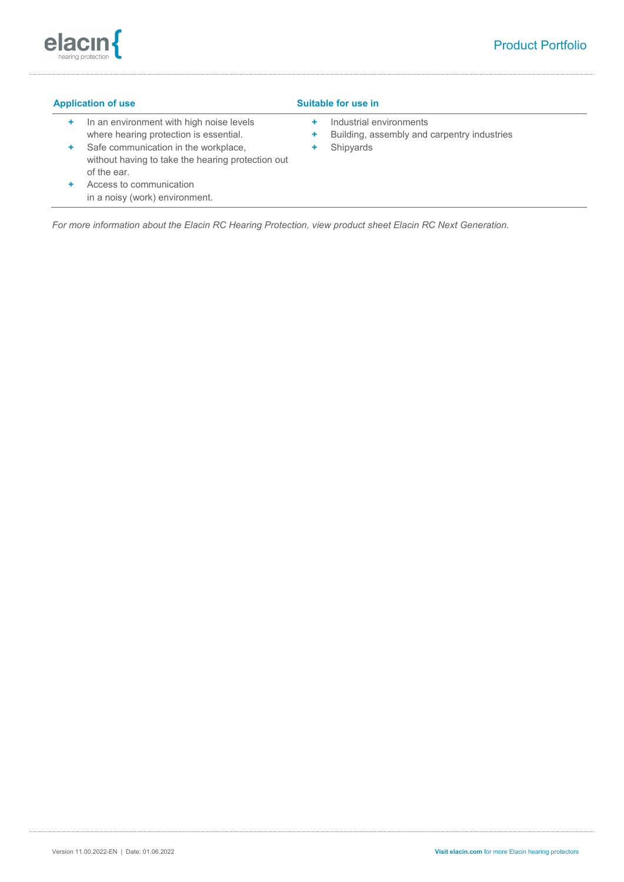### Application of use

- In an environment with high noise levels where hearing protection is essential.
- Safe communication in the workplace, without having to take the hearing protection out of the ear.
- Access to communication in a noisy (work) environment.

### Suitable for use in

- Industrial environments
- Building, assembly and carpentry industries
- Shipyards

*For more information about the Elacin RC Hearing Protection, view product sheet Elacin RC Next Generation.*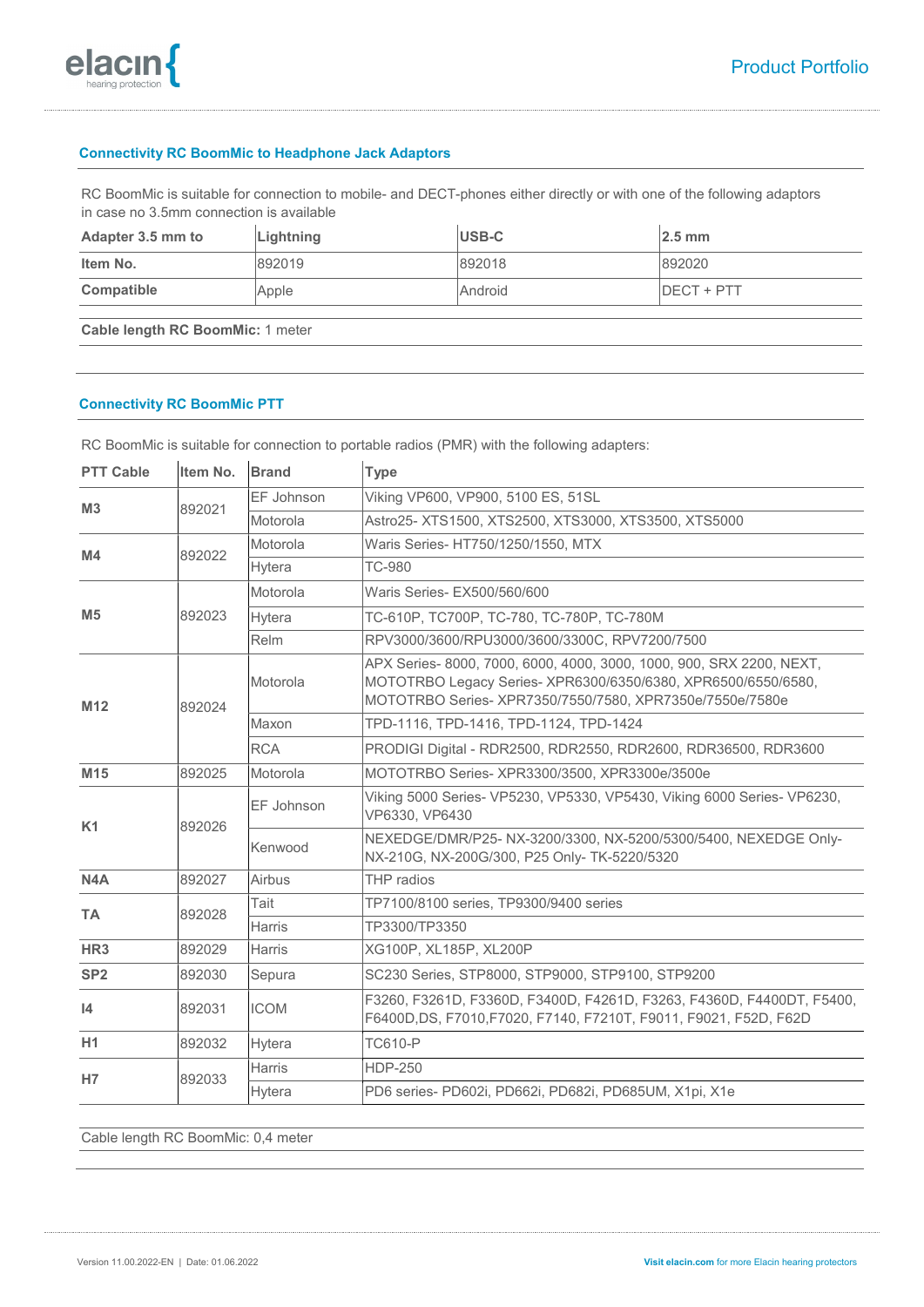### Connectivity RC BoomMic to Headphone Jack Adaptors

RC BoomMic is suitable for connection to mobile- and DECT-phones either directly or with one of the following adaptors in case no 3.5mm connection is available

| **Adapter 3.5 mm to** | **Lightning** | **USB-C** | **2.5 mm** |
|---|---|---|---|
| **Item No.** | 892019 | 892018 | 892020 |
| **Compatible** | Apple | Android | DECT + PTT |

**Cable length RC BoomMic:** 1 meter

### Connectivity RC BoomMic PTT

RC BoomMic is suitable for connection to portable radios (PMR) with the following adapters:

| **PTT Cable** | **Item No.** | **Brand** | **Type** |
|---|---|---|---|
| **M3** | 892021 | EF Johnson | Viking VP600, VP900, 5100 ES, 51SL |
| | | Motorola | Astro25- XTS1500, XTS2500, XTS3000, XTS3500, XTS5000 |
| **M4** | 892022 | Motorola | Waris Series- HT750/1250/1550, MTX |
| | | Hytera | TC-980 |
| **M5** | 892023 | Motorola | Waris Series- EX500/560/600 |
| | | Hytera | TC-610P, TC700P, TC-780, TC-780P, TC-780M |
| | | Relm | RPV3000/3600/RPU3000/3600/3300C, RPV7200/7500 |
| **M12** | 892024 | Motorola | APX Series- 8000, 7000, 6000, 4000, 3000, 1000, 900, SRX 2200, NEXT, MOTOTRBO Legacy Series- XPR6300/6350/6380, XPR6500/6550/6580, MOTOTRBO Series- XPR7350/7550/7580, XPR7350e/7550e/7580e |
| | | Maxon | TPD-1116, TPD-1416, TPD-1124, TPD-1424 |
| | | RCA | PRODIGI Digital - RDR2500, RDR2550, RDR2600, RDR36500, RDR3600 |
| **M15** | 892025 | Motorola | MOTOTRBO Series- XPR3300/3500, XPR3300e/3500e |
| **K1** | 892026 | EF Johnson | Viking 5000 Series- VP5230, VP5330, VP5430, Viking 6000 Series- VP6230, VP6330, VP6430 |
| | | Kenwood | NEXEDGE/DMR/P25- NX-3200/3300, NX-5200/5300/5400, NEXEDGE Only- NX-210G, NX-200G/300, P25 Only- TK-5220/5320 |
| **N4A** | 892027 | Airbus | THP radios |
| **TA** | 892028 | Tait | TP7100/8100 series, TP9300/9400 series |
| | | Harris | TP3300/TP3350 |
| **HR3** | 892029 | Harris | XG100P, XL185P, XL200P |
| **SP2** | 892030 | Sepura | SC230 Series, STP8000, STP9000, STP9100, STP9200 |
| **I4** | 892031 | ICOM | F3260, F3261D, F3360D, F3400D, F4261D, F3263, F4360D, F4400DT, F5400, F6400D,DS, F7010,F7020, F7140, F7210T, F9011, F9021, F52D, F62D |
| **H1** | 892032 | Hytera | TC610-P |
| **H7** | 892033 | Harris | HDP-250 |
| | | Hytera | PD6 series- PD602i, PD662i, PD682i, PD685UM, X1pi, X1e |

Cable length RC BoomMic: 0,4 meter